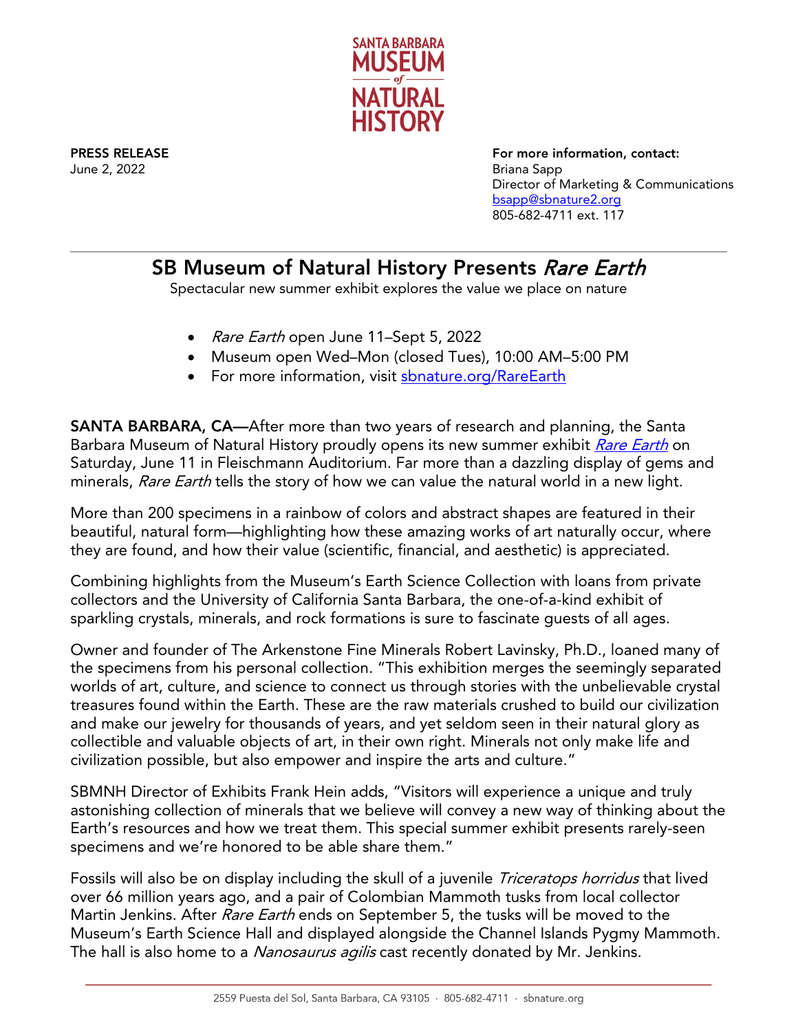SANTA BARBARA MUSEUM of NATURAL HISTORY

**PRESS RELEASE**
June 2, 2022

**For more information, contact:**
Briana Sapp
Director of Marketing & Communications
bsapp@sbnature2.org
805-682-4711 ext. 117

# SB Museum of Natural History Presents *Rare Earth*

Spectacular new summer exhibit explores the value we place on nature

- *Rare Earth* open June 11–Sept 5, 2022
- Museum open Wed–Mon (closed Tues), 10:00 AM–5:00 PM
- For more information, visit sbnature.org/RareEarth

**SANTA BARBARA, CA—**After more than two years of research and planning, the Santa Barbara Museum of Natural History proudly opens its new summer exhibit *Rare Earth* on Saturday, June 11 in Fleischmann Auditorium. Far more than a dazzling display of gems and minerals, *Rare Earth* tells the story of how we can value the natural world in a new light.

More than 200 specimens in a rainbow of colors and abstract shapes are featured in their beautiful, natural form—highlighting how these amazing works of art naturally occur, where they are found, and how their value (scientific, financial, and aesthetic) is appreciated.

Combining highlights from the Museum's Earth Science Collection with loans from private collectors and the University of California Santa Barbara, the one-of-a-kind exhibit of sparkling crystals, minerals, and rock formations is sure to fascinate guests of all ages.

Owner and founder of The Arkenstone Fine Minerals Robert Lavinsky, Ph.D., loaned many of the specimens from his personal collection. "This exhibition merges the seemingly separated worlds of art, culture, and science to connect us through stories with the unbelievable crystal treasures found within the Earth. These are the raw materials crushed to build our civilization and make our jewelry for thousands of years, and yet seldom seen in their natural glory as collectible and valuable objects of art, in their own right. Minerals not only make life and civilization possible, but also empower and inspire the arts and culture."

SBMNH Director of Exhibits Frank Hein adds, "Visitors will experience a unique and truly astonishing collection of minerals that we believe will convey a new way of thinking about the Earth's resources and how we treat them. This special summer exhibit presents rarely-seen specimens and we're honored to be able share them."

Fossils will also be on display including the skull of a juvenile *Triceratops horridus* that lived over 66 million years ago, and a pair of Colombian Mammoth tusks from local collector Martin Jenkins. After *Rare Earth* ends on September 5, the tusks will be moved to the Museum's Earth Science Hall and displayed alongside the Channel Islands Pygmy Mammoth. The hall is also home to a *Nanosaurus agilis* cast recently donated by Mr. Jenkins.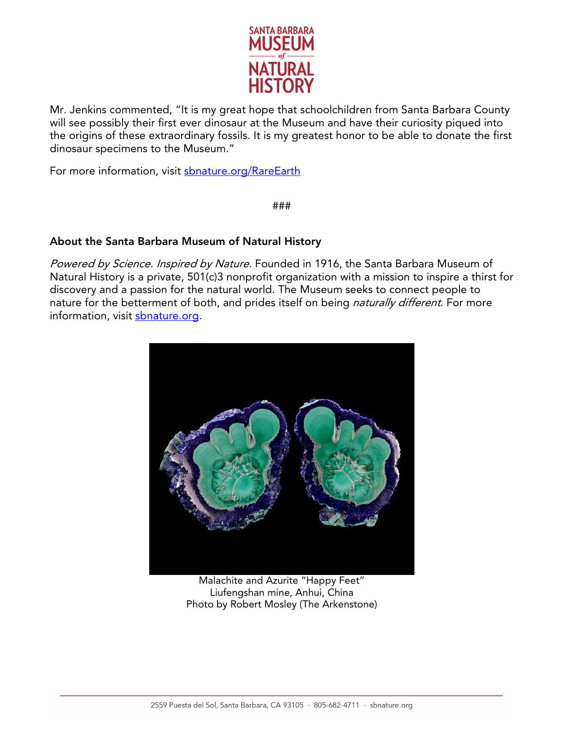Mr. Jenkins commented, "It is my great hope that schoolchildren from Santa Barbara County will see possibly their first ever dinosaur at the Museum and have their curiosity piqued into the origins of these extraordinary fossils. It is my greatest honor to be able to donate the first dinosaur specimens to the Museum."

For more information, visit [sbnature.org/RareEarth](sbnature.org/RareEarth)

###

## About the Santa Barbara Museum of Natural History

*Powered by Science. Inspired by Nature.* Founded in 1916, the Santa Barbara Museum of Natural History is a private, 501(c)3 nonprofit organization with a mission to inspire a thirst for discovery and a passion for the natural world. The Museum seeks to connect people to nature for the betterment of both, and prides itself on being *naturally different*. For more information, visit [sbnature.org](sbnature.org).

Malachite and Azurite "Happy Feet"
Liufengshan mine, Anhui, China
Photo by Robert Mosley (The Arkenstone)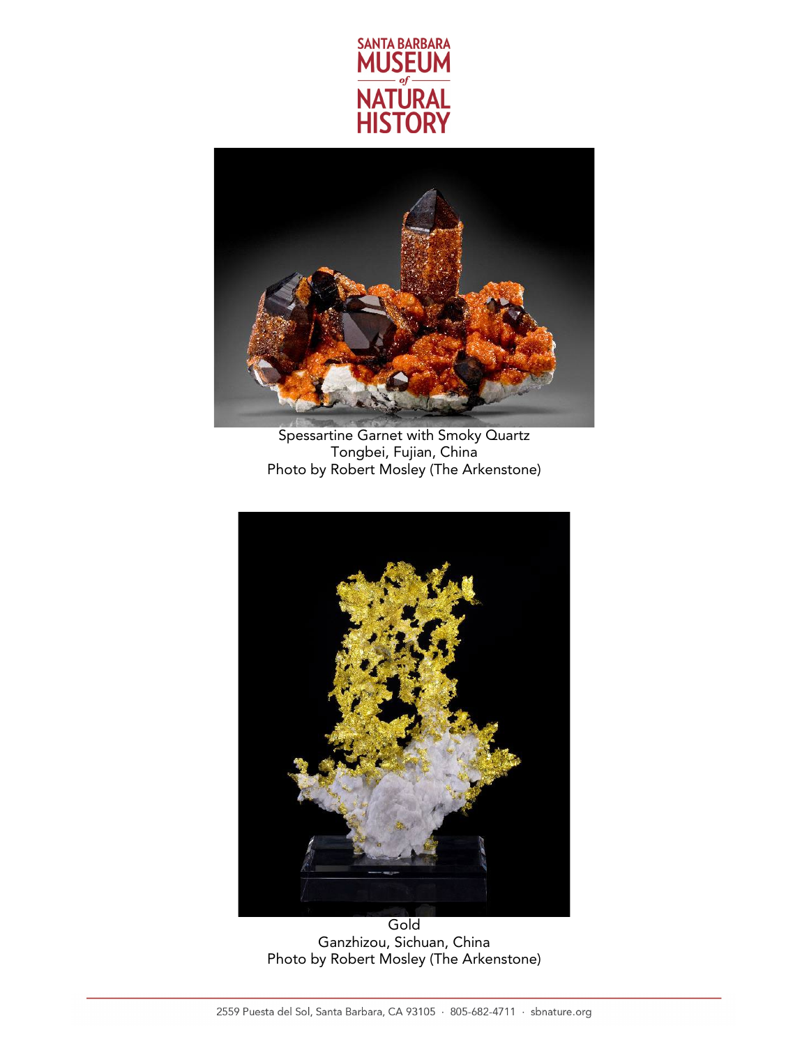Spessartine Garnet with Smoky Quartz
Tongbei, Fujian, China
Photo by Robert Mosley (The Arkenstone)

Gold
Ganzhizou, Sichuan, China
Photo by Robert Mosley (The Arkenstone)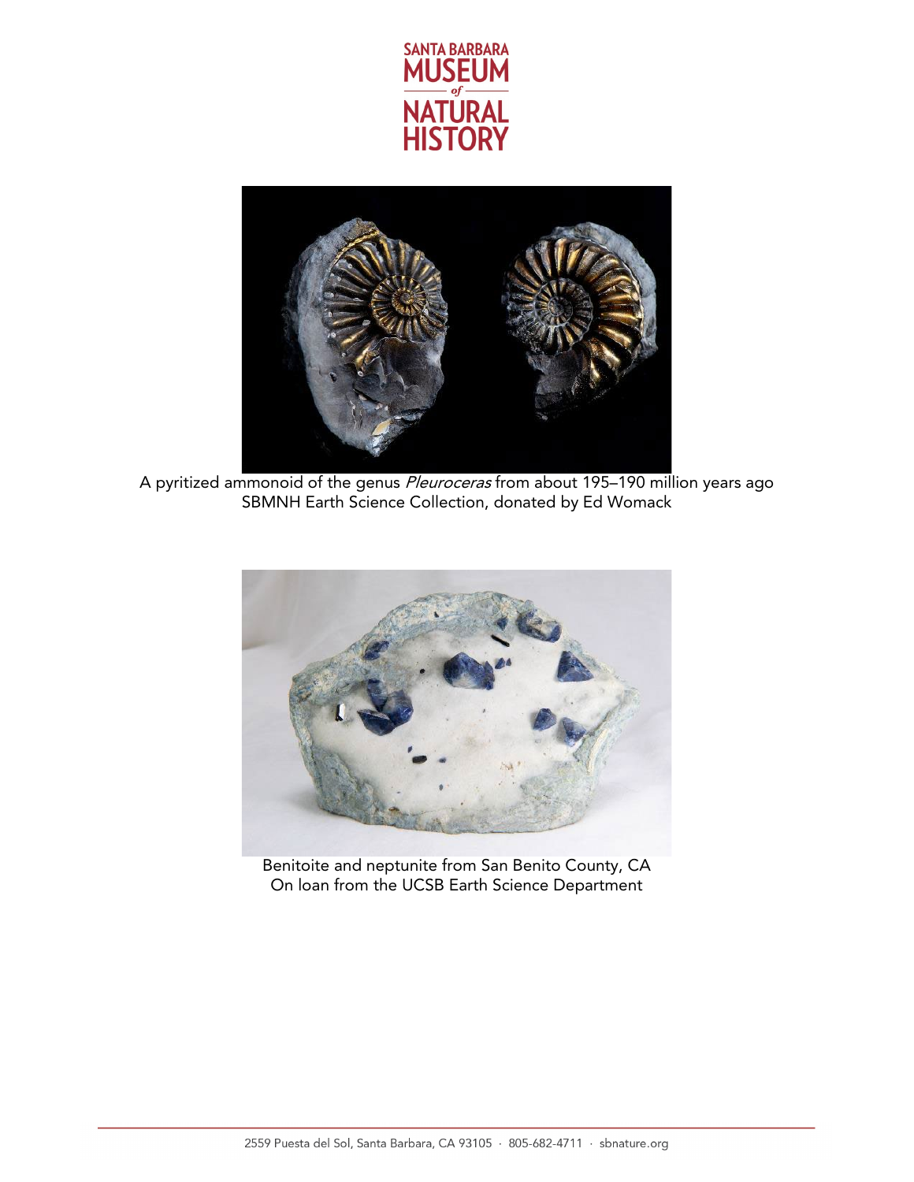A pyritized ammonoid of the genus *Pleuroceras* from about 195–190 million years ago
SBMNH Earth Science Collection, donated by Ed Womack

Benitoite and neptunite from San Benito County, CA
On loan from the UCSB Earth Science Department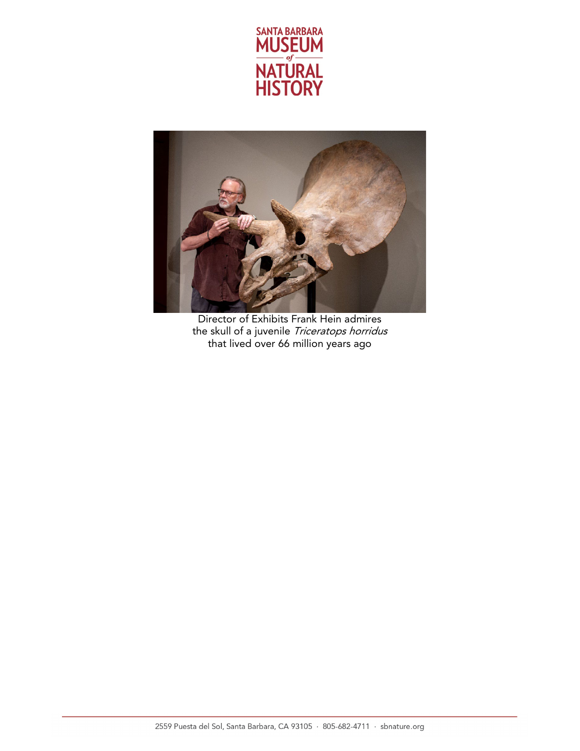Director of Exhibits Frank Hein admires the skull of a juvenile *Triceratops horridus* that lived over 66 million years ago